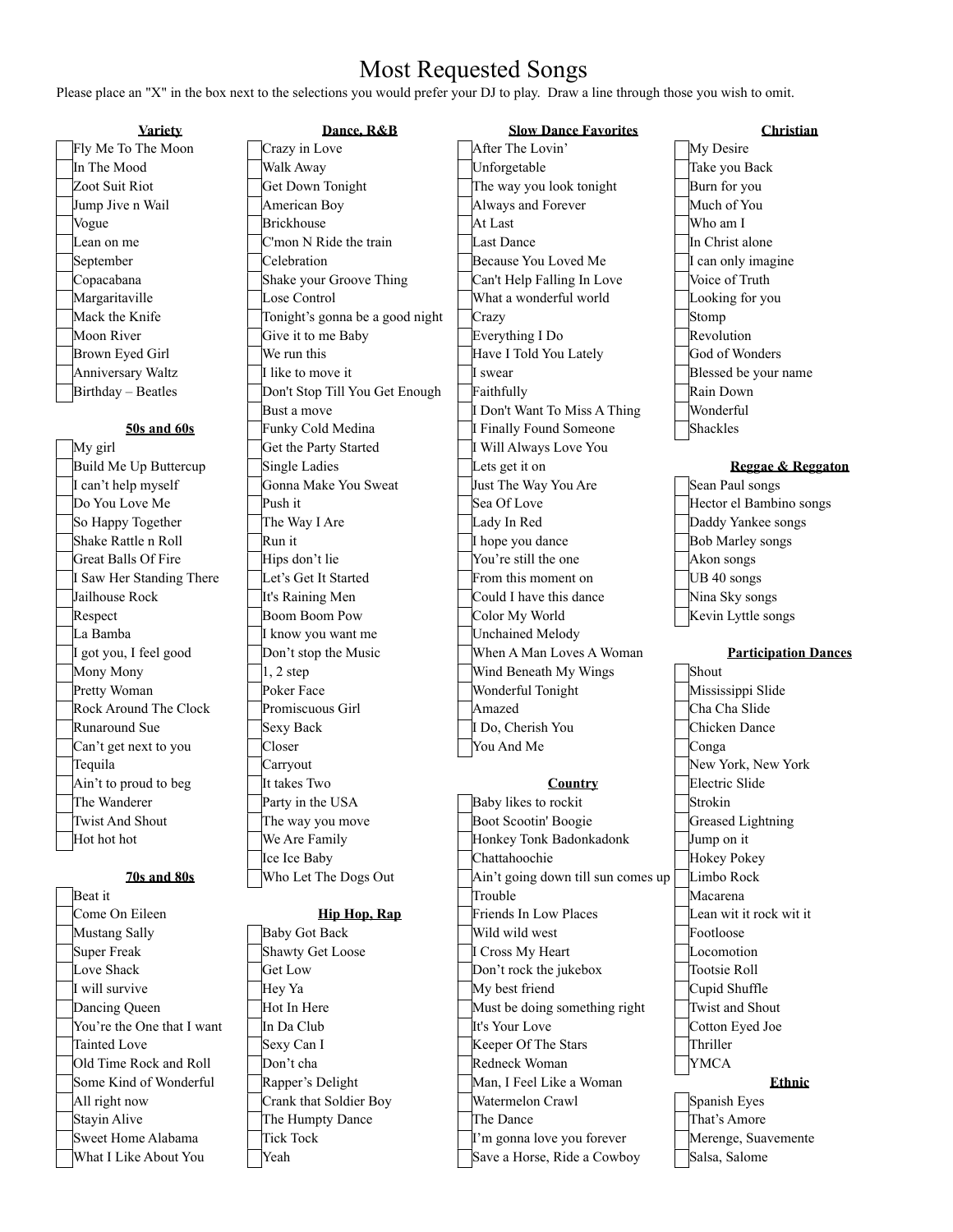# Most Requested Songs

Please place an "X" in the box next to the selections you would prefer your DJ to play. Draw a line through those you wish to omit.

### Variety

- [ ] Fly Me To The Moon
- [ ] In The Mood
- [ ] Zoot Suit Riot
- [ ] Jump Jive n Wail
- [ ] Vogue
- [ ] Lean on me
- [ ] September
- [ ] Copacabana
- [ ] Margaritaville
- [ ] Mack the Knife
- [ ] Moon River
- [ ] Brown Eyed Girl
- [ ] Anniversary Waltz
- [ ] Birthday – Beatles

### 50s and 60s

- [ ] My girl
- [ ] Build Me Up Buttercup
- [ ] I can't help myself
- [ ] Do You Love Me
- [ ] So Happy Together
- [ ] Shake Rattle n Roll
- [ ] Great Balls Of Fire
- [ ] I Saw Her Standing There
- [ ] Jailhouse Rock
- [ ] Respect
- [ ] La Bamba
- [ ] I got you, I feel good
- [ ] Mony Mony
- [ ] Pretty Woman
- [ ] Rock Around The Clock
- [ ] Runaround Sue
- [ ] Can't get next to you
- [ ] Tequila
- [ ] Ain't to proud to beg
- [ ] The Wanderer
- [ ] Twist And Shout
- [ ] Hot hot hot

### 70s and 80s

- [ ] Beat it
- [ ] Come On Eileen
- [ ] Mustang Sally
- [ ] Super Freak
- [ ] Love Shack
- [ ] I will survive
- [ ] Dancing Queen
- [ ] You're the One that I want
- [ ] Tainted Love
- [ ] Old Time Rock and Roll
- [ ] Some Kind of Wonderful
- [ ] All right now
- [ ] Stayin Alive
- [ ] Sweet Home Alabama
- [ ] What I Like About You

### Dance, R&B

- [ ] Crazy in Love
- [ ] Walk Away
- [ ] Get Down Tonight
- [ ] American Boy
- [ ] Brickhouse
- [ ] C'mon N Ride the train
- [ ] Celebration
- [ ] Shake your Groove Thing
- [ ] Lose Control
- [ ] Tonight's gonna be a good night
- [ ] Give it to me Baby
- [ ] We run this
- [ ] I like to move it
- [ ] Don't Stop Till You Get Enough
- [ ] Bust a move
- [ ] Funky Cold Medina
- [ ] Get the Party Started
- [ ] Single Ladies
- [ ] Gonna Make You Sweat
- [ ] Push it
- [ ] The Way I Are
- [ ] Run it
- [ ] Hips don't lie
- [ ] Let's Get It Started
- [ ] It's Raining Men
- [ ] Boom Boom Pow
- [ ] I know you want me
- [ ] Don't stop the Music
- [ ] 1, 2 step
- [ ] Poker Face
- [ ] Promiscuous Girl
- [ ] Sexy Back
- [ ] Closer
- [ ] Carryout
- [ ] It takes Two
- [ ] Party in the USA
- [ ] The way you move
- [ ] We Are Family
- [ ] Ice Ice Baby
- [ ] Who Let The Dogs Out

### Hip Hop, Rap

- [ ] Baby Got Back
- [ ] Shawty Get Loose
- [ ] Get Low
- [ ] Hey Ya
- [ ] Hot In Here
- [ ] In Da Club
- [ ] Sexy Can I
- [ ] Don't cha
- [ ] Rapper's Delight
- [ ] Crank that Soldier Boy
- [ ] The Humpty Dance
- [ ] Tick Tock
- [ ] Yeah

### Slow Dance Favorites

- [ ] After The Lovin'
- [ ] Unforgetable
- [ ] The way you look tonight
- [ ] Always and Forever
- [ ] At Last
- [ ] Last Dance
- [ ] Because You Loved Me
- [ ] Can't Help Falling In Love
- [ ] What a wonderful world
- [ ] Crazy
- [ ] Everything I Do
- [ ] Have I Told You Lately
- [ ] I swear
- [ ] Faithfully
- [ ] I Don't Want To Miss A Thing
- [ ] I Finally Found Someone
- [ ] I Will Always Love You
- [ ] Lets get it on
- [ ] Just The Way You Are
- [ ] Sea Of Love
- [ ] Lady In Red
- [ ] I hope you dance
- [ ] You're still the one
- [ ] From this moment on
- [ ] Could I have this dance
- [ ] Color My World
- [ ] Unchained Melody
- [ ] When A Man Loves A Woman
- [ ] Wind Beneath My Wings
- [ ] Wonderful Tonight
- [ ] Amazed
- [ ] I Do, Cherish You
- [ ] You And Me

### Country

- [ ] Baby likes to rockit
- [ ] Boot Scootin' Boogie
- [ ] Honkey Tonk Badonkadonk
- [ ] Chattahoochie
- [ ] Ain't going down till sun comes up
- [ ] Trouble
- [ ] Friends In Low Places
- [ ] Wild wild west
- [ ] I Cross My Heart
- [ ] Don't rock the jukebox
- [ ] My best friend
- [ ] Must be doing something right
- [ ] It's Your Love
- [ ] Keeper Of The Stars
- [ ] Redneck Woman
- [ ] Man, I Feel Like a Woman
- [ ] Watermelon Crawl
- [ ] The Dance
- [ ] I'm gonna love you forever
- [ ] Save a Horse, Ride a Cowboy

### Christian

- [ ] My Desire
- [ ] Take you Back
- [ ] Burn for you
- [ ] Much of You
- [ ] Who am I
- [ ] In Christ alone
- [ ] I can only imagine
- [ ] Voice of Truth
- [ ] Looking for you
- [ ] Stomp
- [ ] Revolution
- [ ] God of Wonders
- [ ] Blessed be your name
- [ ] Rain Down
- [ ] Wonderful
- [ ] Shackles

### Reggae & Reggaton

- [ ] Sean Paul songs
- [ ] Hector el Bambino songs
- [ ] Daddy Yankee songs
- [ ] Bob Marley songs
- [ ] Akon songs
- [ ] UB 40 songs
- [ ] Nina Sky songs
- [ ] Kevin Lyttle songs

### Participation Dances

- [ ] Shout
- [ ] Mississippi Slide
- [ ] Cha Cha Slide
- [ ] Chicken Dance
- [ ] Conga
- [ ] New York, New York
- [ ] Electric Slide
- [ ] Strokin
- [ ] Greased Lightning
- [ ] Jump on it
- [ ] Hokey Pokey
- [ ] Limbo Rock
- [ ] Macarena
- [ ] Lean wit it rock wit it
- [ ] Footloose
- [ ] Locomotion
- [ ] Tootsie Roll
- [ ] Cupid Shuffle
- [ ] Twist and Shout
- [ ] Cotton Eyed Joe
- [ ] Thriller
- [ ] YMCA

### Ethnic

- [ ] Spanish Eyes
- [ ] That's Amore
- [ ] Merenge, Suavemente
- [ ] Salsa, Salome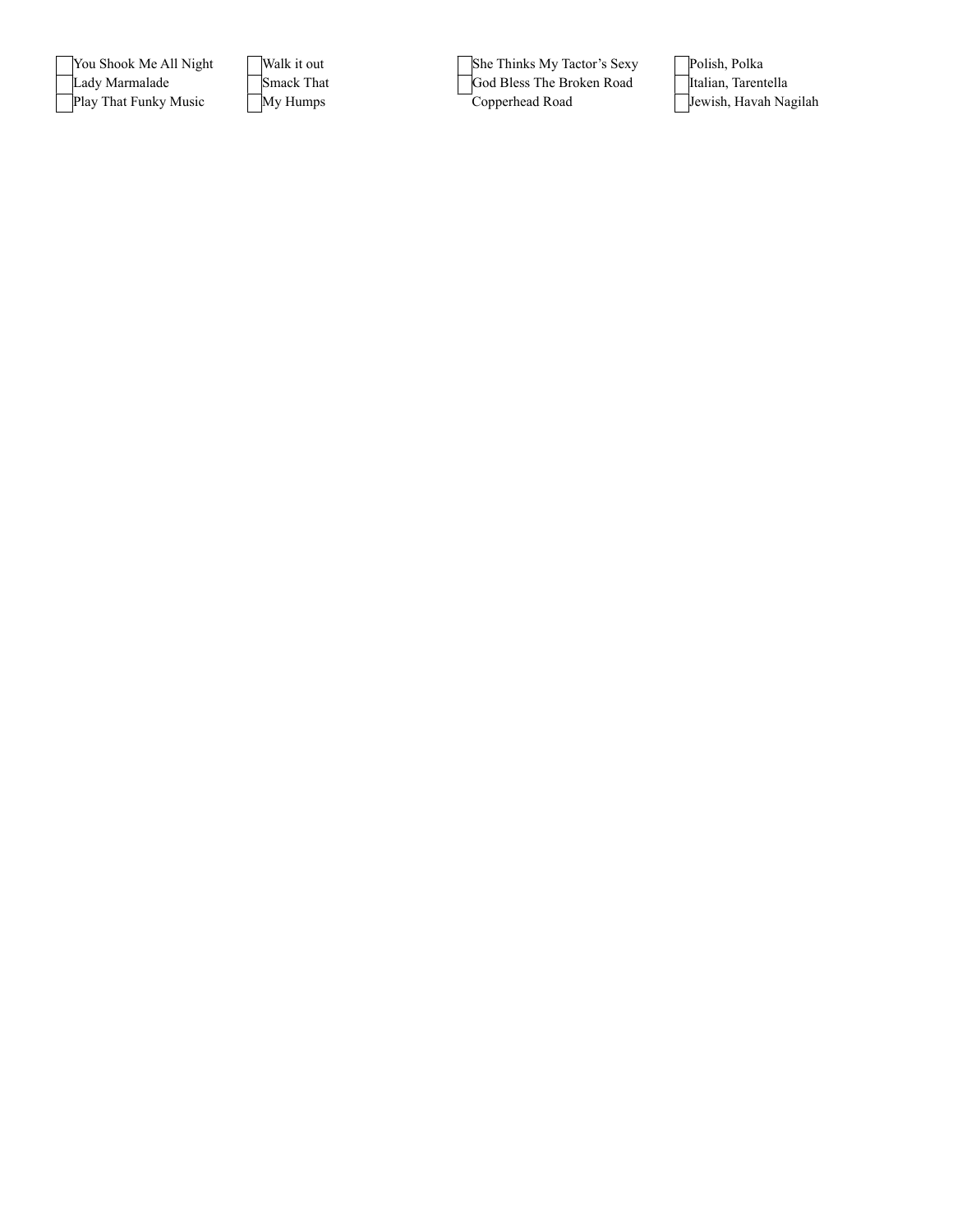| | | | |
|---|---|---|---|
| ☐ You Shook Me All Night | ☐ Walk it out | ☐ She Thinks My Tactor's Sexy | ☐ Polish, Polka |
| ☐ Lady Marmalade | ☐ Smack That | ☐ God Bless The Broken Road | ☐ Italian, Tarentella |
| ☐ Play That Funky Music | ☐ My Humps | Copperhead Road | ☐ Jewish, Havah Nagilah |